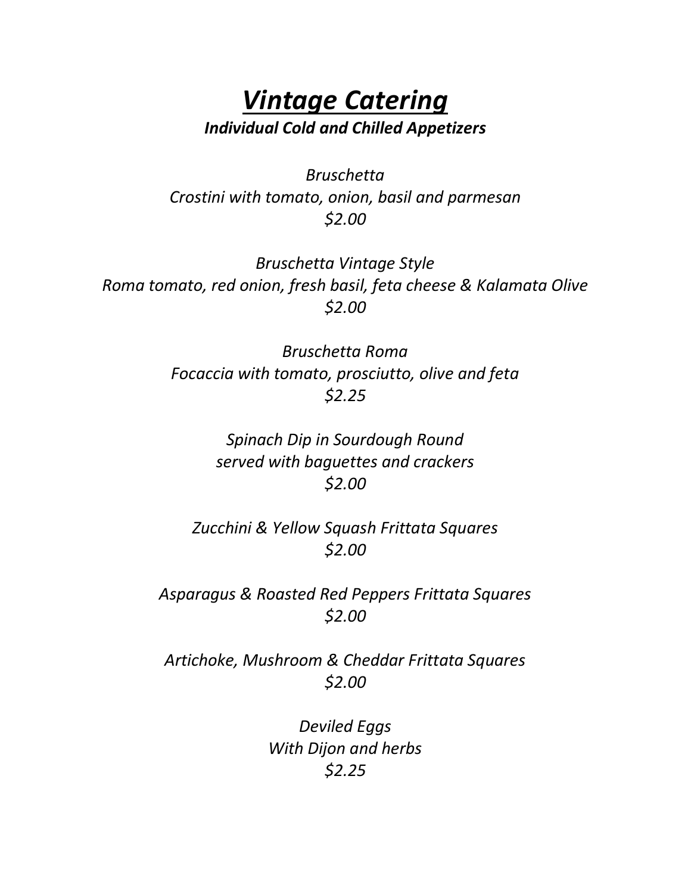# ***Vintage Catering***

***Individual Cold and Chilled Appetizers***

*Bruschetta*
*Crostini with tomato, onion, basil and parmesan*
*$2.00*

*Bruschetta Vintage Style*
*Roma tomato, red onion, fresh basil, feta cheese & Kalamata Olive*
*$2.00*

*Bruschetta Roma*
*Focaccia with tomato, prosciutto, olive and feta*
*$2.25*

*Spinach Dip in Sourdough Round*
*served with baguettes and crackers*
*$2.00*

*Zucchini & Yellow Squash Frittata Squares*
*$2.00*

*Asparagus & Roasted Red Peppers Frittata Squares*
*$2.00*

*Artichoke, Mushroom & Cheddar Frittata Squares*
*$2.00*

*Deviled Eggs*
*With Dijon and herbs*
*$2.25*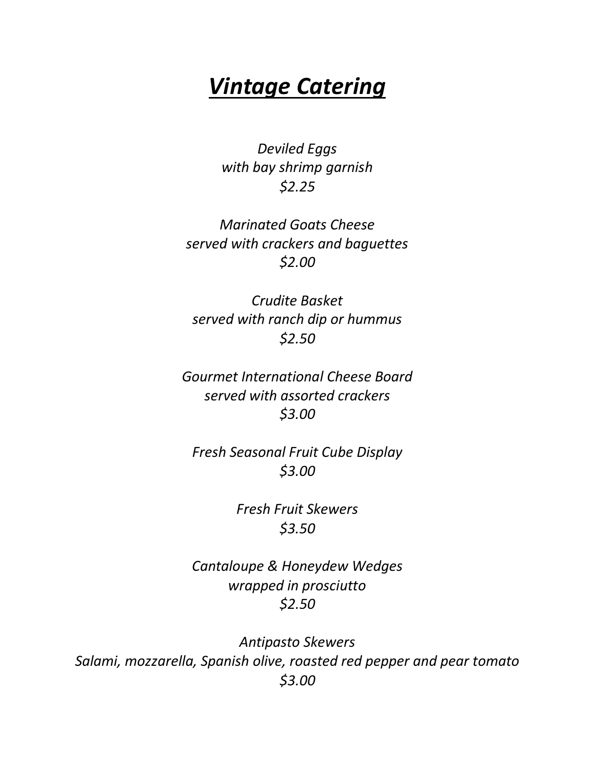# ***Vintage Catering***

*Deviled Eggs*
*with bay shrimp garnish*
*$2.25*

*Marinated Goats Cheese*
*served with crackers and baguettes*
*$2.00*

*Crudite Basket*
*served with ranch dip or hummus*
*$2.50*

*Gourmet International Cheese Board*
*served with assorted crackers*
*$3.00*

*Fresh Seasonal Fruit Cube Display*
*$3.00*

*Fresh Fruit Skewers*
*$3.50*

*Cantaloupe & Honeydew Wedges*
*wrapped in prosciutto*
*$2.50*

*Antipasto Skewers*
*Salami, mozzarella, Spanish olive, roasted red pepper and pear tomato*
*$3.00*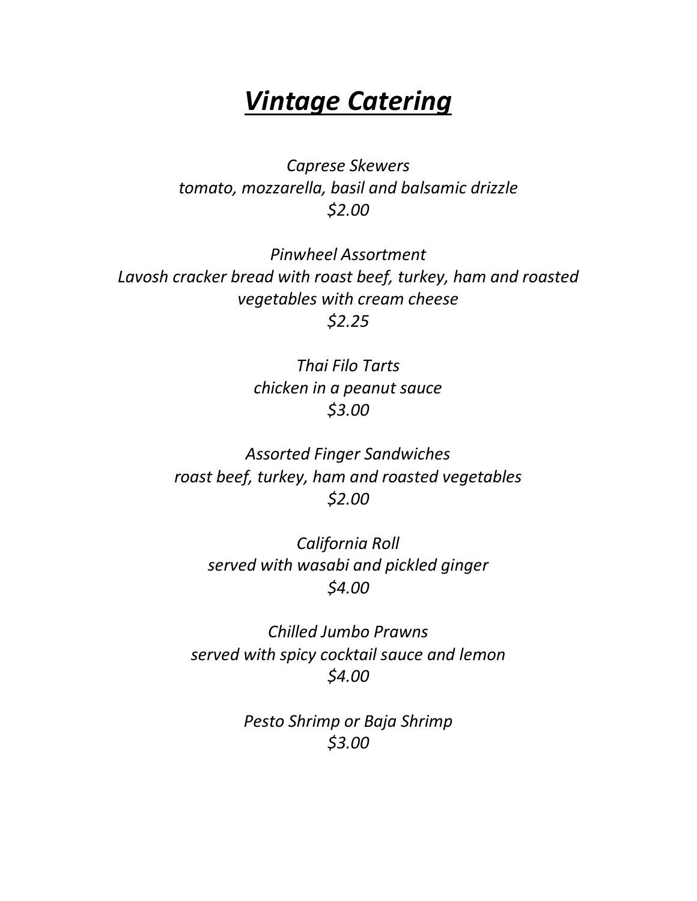# ***Vintage Catering***

*Caprese Skewers*
*tomato, mozzarella, basil and balsamic drizzle*
*$2.00*

*Pinwheel Assortment*
*Lavosh cracker bread with roast beef, turkey, ham and roasted vegetables with cream cheese*
*$2.25*

*Thai Filo Tarts*
*chicken in a peanut sauce*
*$3.00*

*Assorted Finger Sandwiches*
*roast beef, turkey, ham and roasted vegetables*
*$2.00*

*California Roll*
*served with wasabi and pickled ginger*
*$4.00*

*Chilled Jumbo Prawns*
*served with spicy cocktail sauce and lemon*
*$4.00*

*Pesto Shrimp or Baja Shrimp*
*$3.00*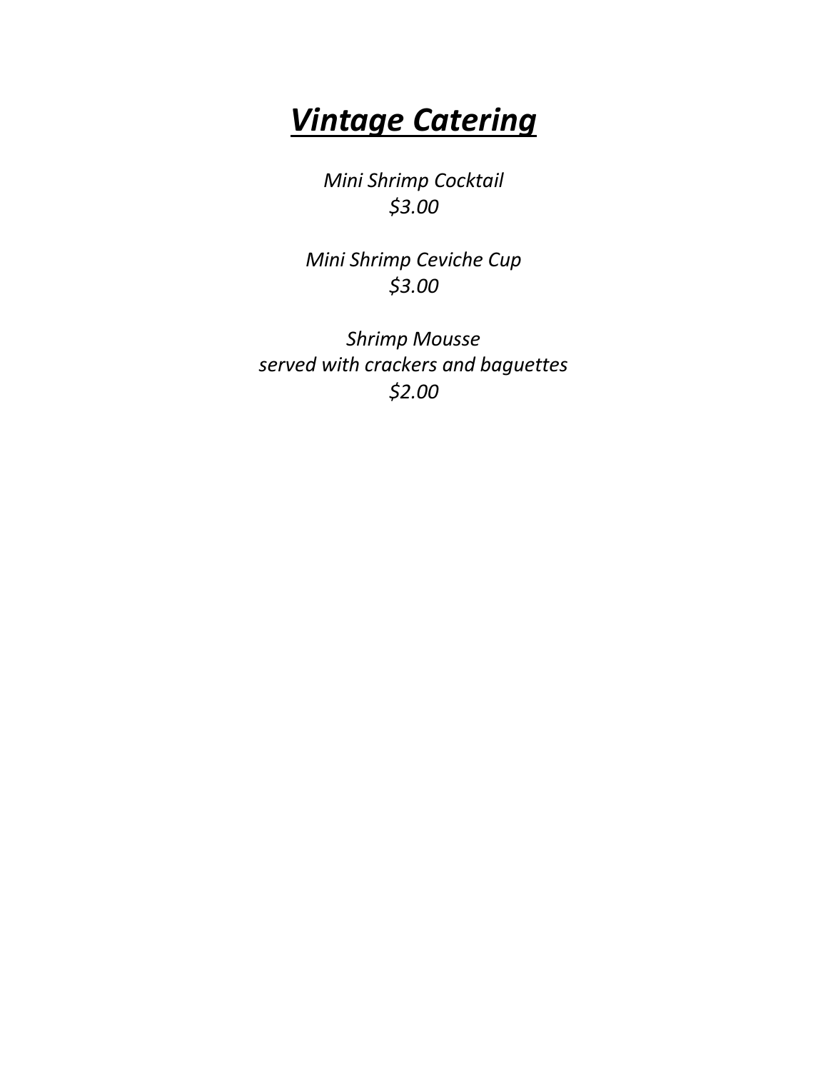# ***Vintage Catering***

*Mini Shrimp Cocktail*
*$3.00*

*Mini Shrimp Ceviche Cup*
*$3.00*

*Shrimp Mousse*
*served with crackers and baguettes*
*$2.00*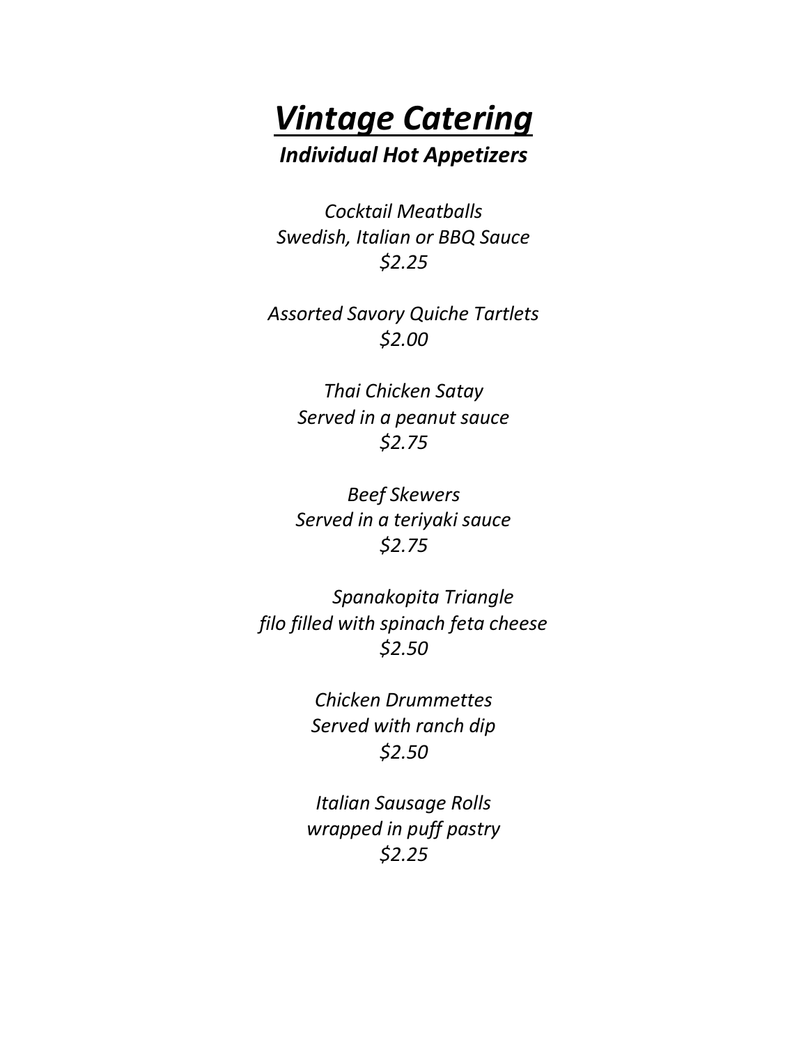# ***Vintage Catering***

## ***Individual Hot Appetizers***

*Cocktail Meatballs*
*Swedish, Italian or BBQ Sauce*
*$2.25*

*Assorted Savory Quiche Tartlets*
*$2.00*

*Thai Chicken Satay*
*Served in a peanut sauce*
*$2.75*

*Beef Skewers*
*Served in a teriyaki sauce*
*$2.75*

*Spanakopita Triangle*
*filo filled with spinach feta cheese*
*$2.50*

*Chicken Drummettes*
*Served with ranch dip*
*$2.50*

*Italian Sausage Rolls*
*wrapped in puff pastry*
*$2.25*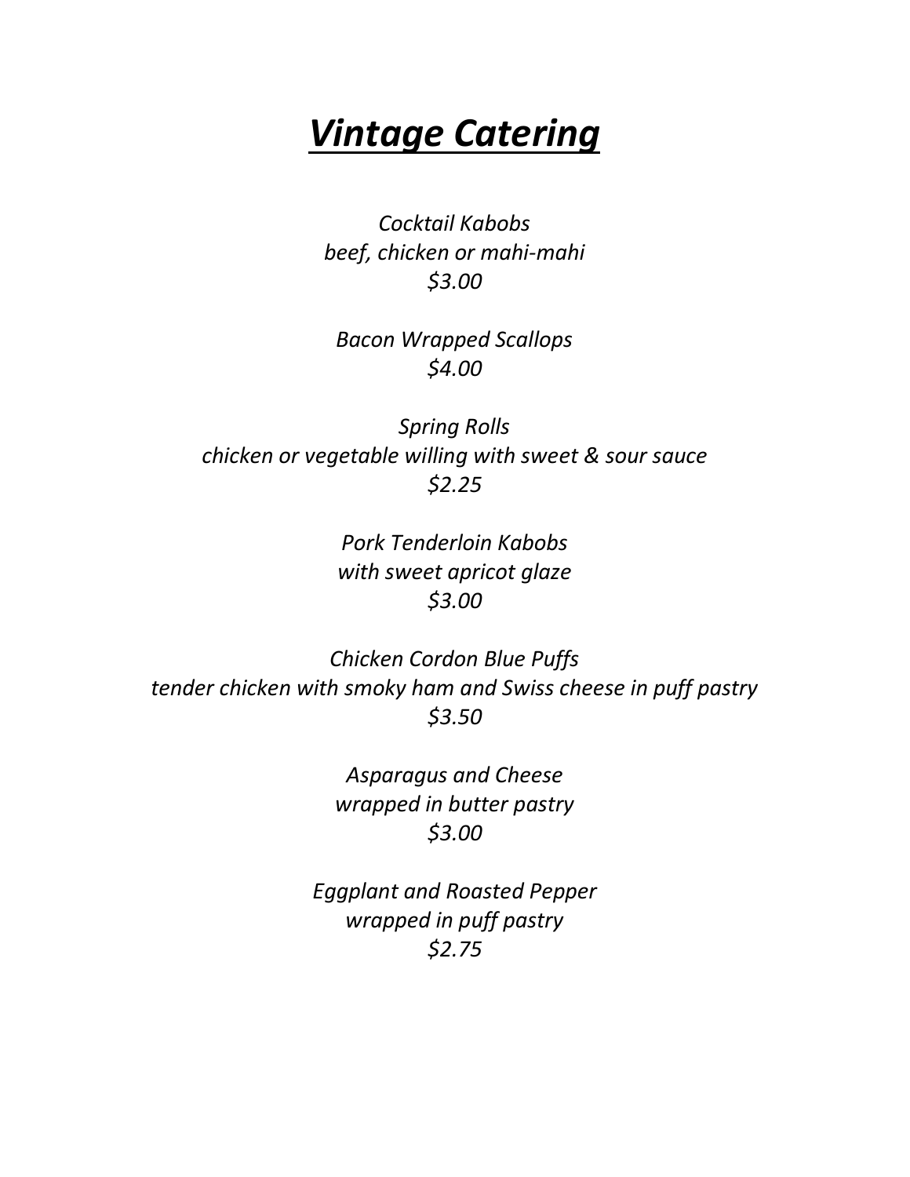# ***Vintage Catering***

*Cocktail Kabobs*
*beef, chicken or mahi-mahi*
*$3.00*

*Bacon Wrapped Scallops*
*$4.00*

*Spring Rolls*
*chicken or vegetable willing with sweet & sour sauce*
*$2.25*

*Pork Tenderloin Kabobs*
*with sweet apricot glaze*
*$3.00*

*Chicken Cordon Blue Puffs*
*tender chicken with smoky ham and Swiss cheese in puff pastry*
*$3.50*

*Asparagus and Cheese*
*wrapped in butter pastry*
*$3.00*

*Eggplant and Roasted Pepper*
*wrapped in puff pastry*
*$2.75*